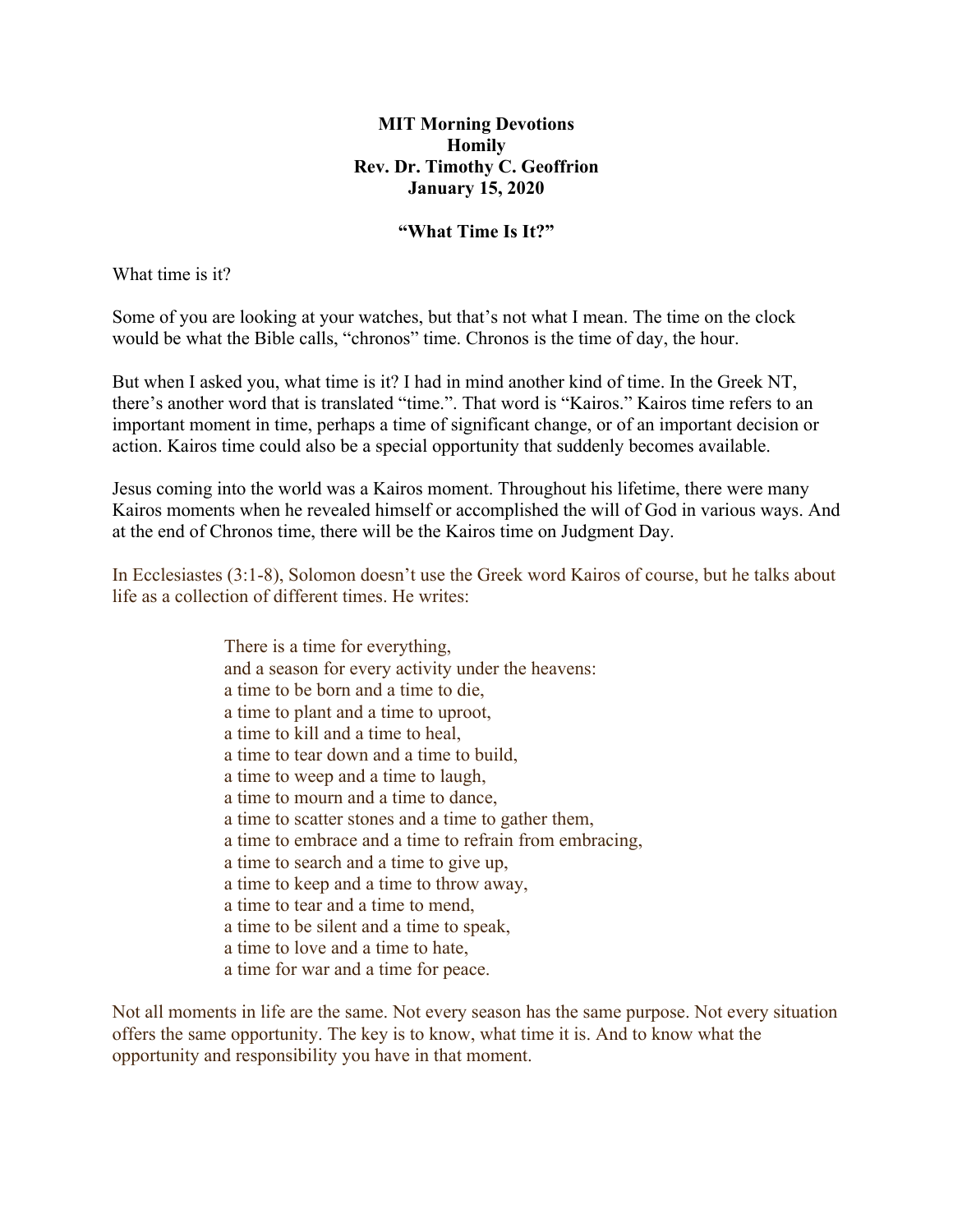**MIT Morning Devotions**
**Homily**
**Rev. Dr. Timothy C. Geoffrion**
**January 15, 2020**

**"What Time Is It?"**

What time is it?

Some of you are looking at your watches, but that's not what I mean. The time on the clock would be what the Bible calls, "chronos" time. Chronos is the time of day, the hour.

But when I asked you, what time is it? I had in mind another kind of time. In the Greek NT, there's another word that is translated "time.". That word is "Kairos." Kairos time refers to an important moment in time, perhaps a time of significant change, or of an important decision or action. Kairos time could also be a special opportunity that suddenly becomes available.

Jesus coming into the world was a Kairos moment. Throughout his lifetime, there were many Kairos moments when he revealed himself or accomplished the will of God in various ways. And at the end of Chronos time, there will be the Kairos time on Judgment Day.

In Ecclesiastes (3:1-8), Solomon doesn't use the Greek word Kairos of course, but he talks about life as a collection of different times. He writes:

> There is a time for everything,
> and a season for every activity under the heavens:
> a time to be born and a time to die,
> a time to plant and a time to uproot,
> a time to kill and a time to heal,
> a time to tear down and a time to build,
> a time to weep and a time to laugh,
> a time to mourn and a time to dance,
> a time to scatter stones and a time to gather them,
> a time to embrace and a time to refrain from embracing,
> a time to search and a time to give up,
> a time to keep and a time to throw away,
> a time to tear and a time to mend,
> a time to be silent and a time to speak,
> a time to love and a time to hate,
> a time for war and a time for peace.

Not all moments in life are the same. Not every season has the same purpose. Not every situation offers the same opportunity. The key is to know, what time it is. And to know what the opportunity and responsibility you have in that moment.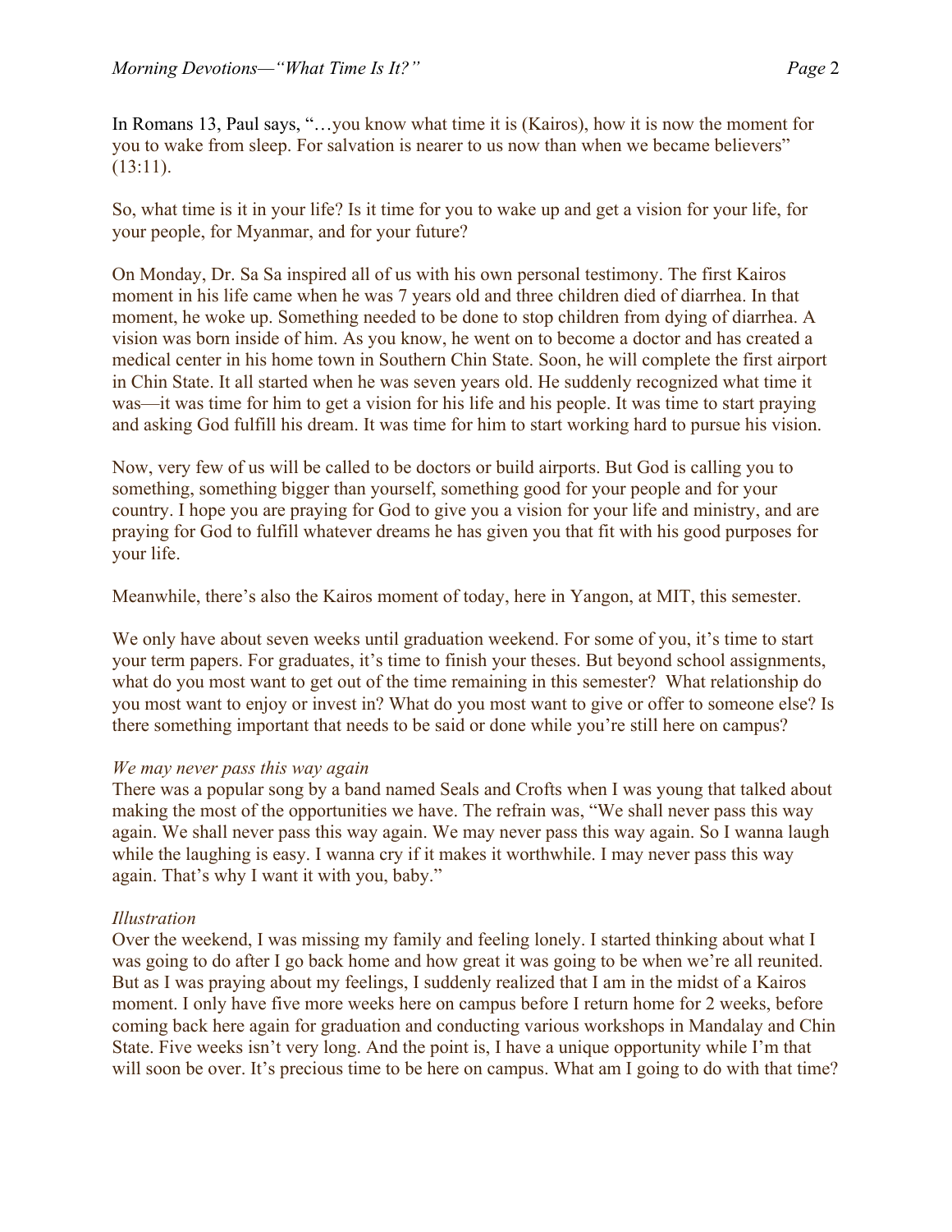In Romans 13, Paul says, "…you know what time it is (Kairos), how it is now the moment for you to wake from sleep. For salvation is nearer to us now than when we became believers" (13:11).

So, what time is it in your life? Is it time for you to wake up and get a vision for your life, for your people, for Myanmar, and for your future?

On Monday, Dr. Sa Sa inspired all of us with his own personal testimony. The first Kairos moment in his life came when he was 7 years old and three children died of diarrhea. In that moment, he woke up. Something needed to be done to stop children from dying of diarrhea. A vision was born inside of him. As you know, he went on to become a doctor and has created a medical center in his home town in Southern Chin State. Soon, he will complete the first airport in Chin State. It all started when he was seven years old. He suddenly recognized what time it was—it was time for him to get a vision for his life and his people. It was time to start praying and asking God fulfill his dream. It was time for him to start working hard to pursue his vision.

Now, very few of us will be called to be doctors or build airports. But God is calling you to something, something bigger than yourself, something good for your people and for your country. I hope you are praying for God to give you a vision for your life and ministry, and are praying for God to fulfill whatever dreams he has given you that fit with his good purposes for your life.

Meanwhile, there's also the Kairos moment of today, here in Yangon, at MIT, this semester.

We only have about seven weeks until graduation weekend. For some of you, it's time to start your term papers. For graduates, it's time to finish your theses. But beyond school assignments, what do you most want to get out of the time remaining in this semester? What relationship do you most want to enjoy or invest in? What do you most want to give or offer to someone else? Is there something important that needs to be said or done while you're still here on campus?

*We may never pass this way again*

There was a popular song by a band named Seals and Crofts when I was young that talked about making the most of the opportunities we have. The refrain was, "We shall never pass this way again. We shall never pass this way again. We may never pass this way again. So I wanna laugh while the laughing is easy. I wanna cry if it makes it worthwhile. I may never pass this way again. That's why I want it with you, baby."

*Illustration*

Over the weekend, I was missing my family and feeling lonely. I started thinking about what I was going to do after I go back home and how great it was going to be when we're all reunited. But as I was praying about my feelings, I suddenly realized that I am in the midst of a Kairos moment. I only have five more weeks here on campus before I return home for 2 weeks, before coming back here again for graduation and conducting various workshops in Mandalay and Chin State. Five weeks isn't very long. And the point is, I have a unique opportunity while I'm that will soon be over. It's precious time to be here on campus. What am I going to do with that time?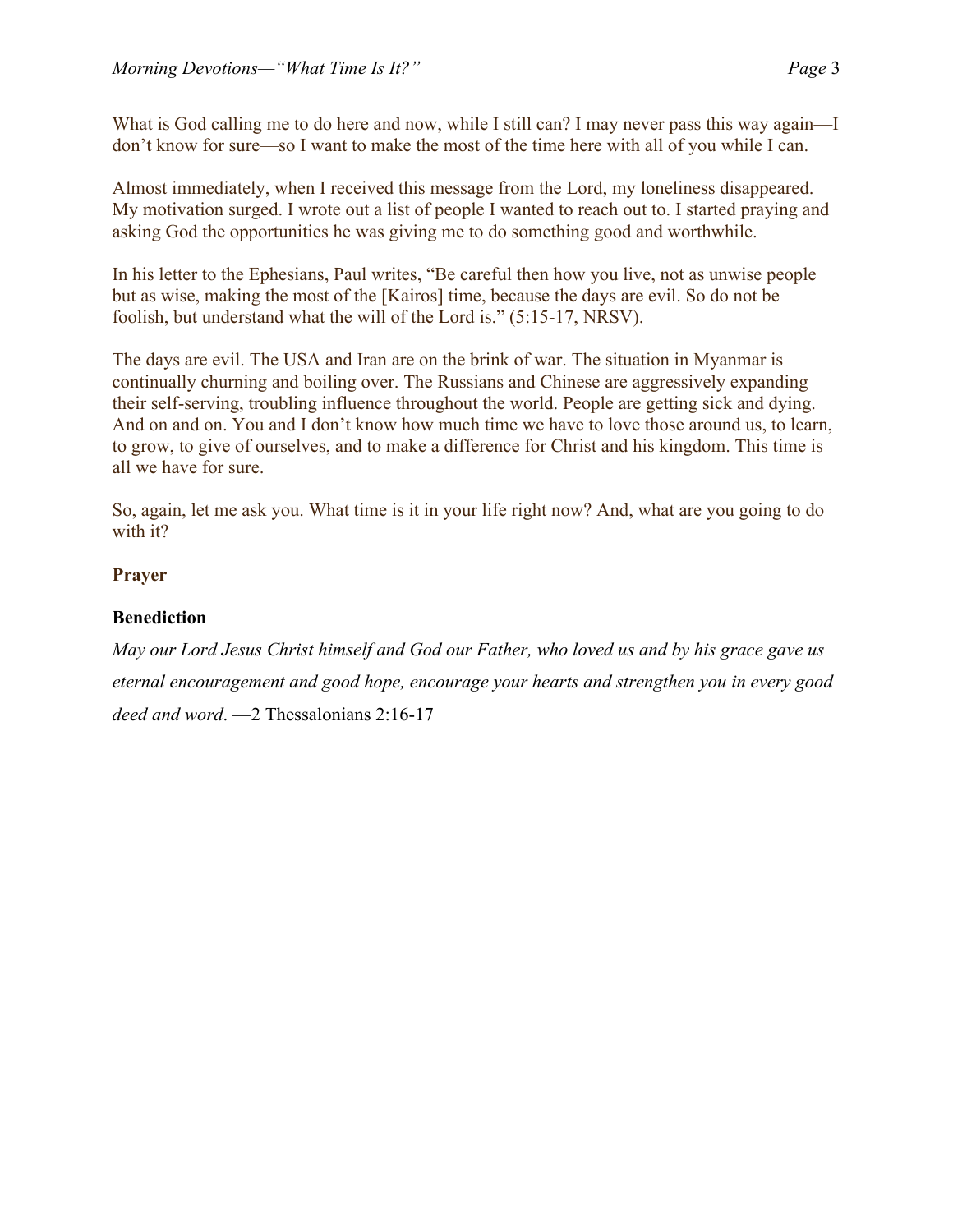What is God calling me to do here and now, while I still can? I may never pass this way again—I don't know for sure—so I want to make the most of the time here with all of you while I can.

Almost immediately, when I received this message from the Lord, my loneliness disappeared. My motivation surged. I wrote out a list of people I wanted to reach out to. I started praying and asking God the opportunities he was giving me to do something good and worthwhile.

In his letter to the Ephesians, Paul writes, "Be careful then how you live, not as unwise people but as wise, making the most of the [Kairos] time, because the days are evil. So do not be foolish, but understand what the will of the Lord is." (5:15-17, NRSV).

The days are evil. The USA and Iran are on the brink of war. The situation in Myanmar is continually churning and boiling over. The Russians and Chinese are aggressively expanding their self-serving, troubling influence throughout the world. People are getting sick and dying. And on and on. You and I don't know how much time we have to love those around us, to learn, to grow, to give of ourselves, and to make a difference for Christ and his kingdom. This time is all we have for sure.

So, again, let me ask you. What time is it in your life right now? And, what are you going to do with it?

**Prayer**

**Benediction**

*May our Lord Jesus Christ himself and God our Father, who loved us and by his grace gave us eternal encouragement and good hope, encourage your hearts and strengthen you in every good deed and word*. —2 Thessalonians 2:16-17